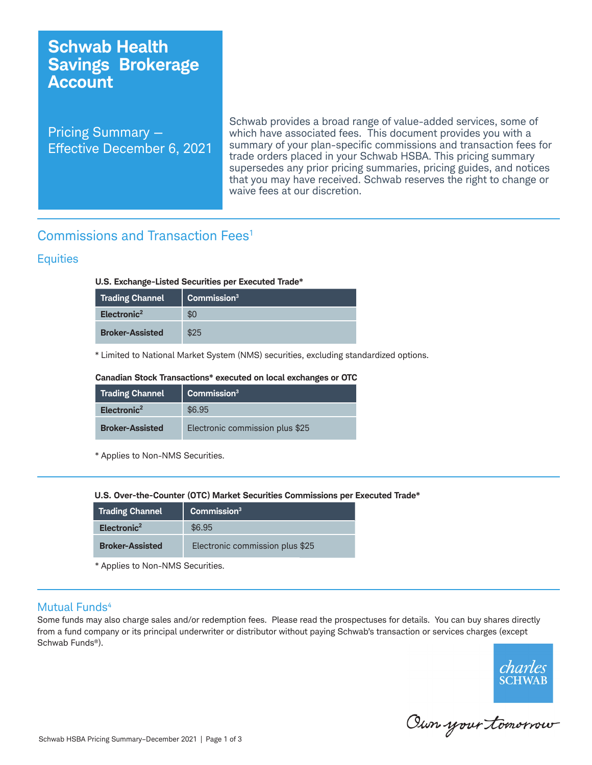# Schwab Health Savings Brokerage Account

Pricing Summary — Effective December 6, 2021

Schwab provides a broad range of value-added services, some of which have associated fees. This document provides you with a summary of your plan-specific commissions and transaction fees for trade orders placed in your Schwab HSBA. This pricing summary supersedes any prior pricing summaries, pricing guides, and notices that you may have received. Schwab reserves the right to change or waive fees at our discretion.

## Commissions and Transaction Fees[1]

### Equities

**U.S. Exchange-Listed Securities per Executed Trade***

| Trading Channel | Commission[3] |
|---|---|
| **Electronic[2]** | $0 |
| **Broker-Assisted** | $25 |

* Limited to National Market System (NMS) securities, excluding standardized options.

**Canadian Stock Transactions* executed on local exchanges or OTC**

| Trading Channel | Commission[3] |
|---|---|
| **Electronic[2]** | $6.95 |
| **Broker-Assisted** | Electronic commission plus $25 |

* Applies to Non-NMS Securities.

**U.S. Over-the-Counter (OTC) Market Securities Commissions per Executed Trade***

| Trading Channel | Commission[3] |
|---|---|
| **Electronic[2]** | $6.95 |
| **Broker-Assisted** | Electronic commission plus $25 |

* Applies to Non-NMS Securities.

### Mutual Funds[4]

Some funds may also charge sales and/or redemption fees. Please read the prospectuses for details. You can buy shares directly from a fund company or its principal underwriter or distributor without paying Schwab's transaction or services charges (except Schwab Funds®).

charles SCHWAB

Own your tomorrow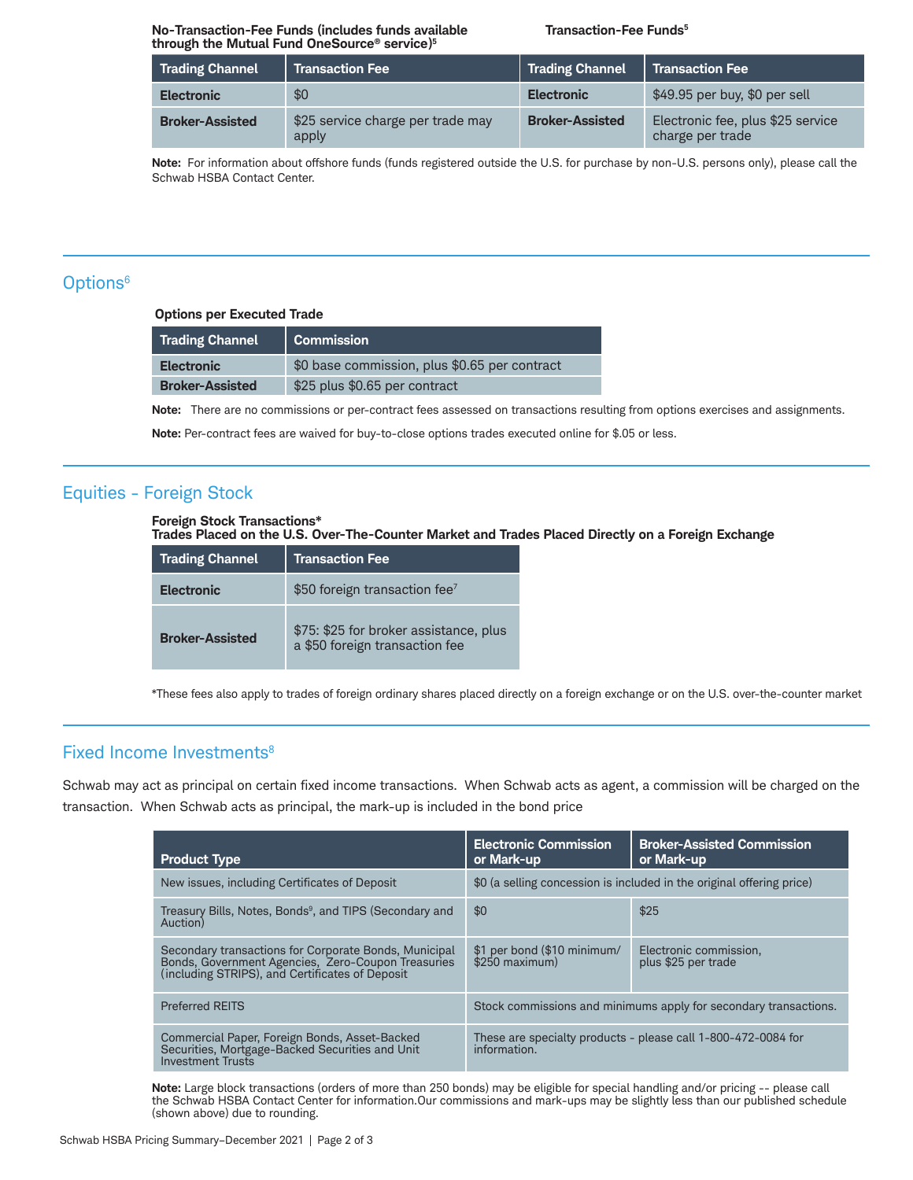**No-Transaction-Fee Funds (includes funds available through the Mutual Fund OneSource® service)[5]**

| Trading Channel | Transaction Fee |
| --- | --- |
| **Electronic** | $0 |
| **Broker-Assisted** | $25 service charge per trade may apply |

**Transaction-Fee Funds[5]**

| Trading Channel | Transaction Fee |
| --- | --- |
| **Electronic** | $49.95 per buy, $0 per sell |
| **Broker-Assisted** | Electronic fee, plus $25 service charge per trade |

**Note:** For information about offshore funds (funds registered outside the U.S. for purchase by non-U.S. persons only), please call the Schwab HSBA Contact Center.

## Options[6]

**Options per Executed Trade**

| Trading Channel | Commission |
| --- | --- |
| **Electronic** | $0 base commission, plus $0.65 per contract |
| **Broker-Assisted** | $25 plus $0.65 per contract |

**Note:** There are no commissions or per-contract fees assessed on transactions resulting from options exercises and assignments.

**Note:** Per-contract fees are waived for buy-to-close options trades executed online for $.05 or less.

## Equities - Foreign Stock

**Foreign Stock Transactions***
**Trades Placed on the U.S. Over-The-Counter Market and Trades Placed Directly on a Foreign Exchange**

| Trading Channel | Transaction Fee |
| --- | --- |
| **Electronic** | $50 foreign transaction fee[7] |
| **Broker-Assisted** | $75: $25 for broker assistance, plus a $50 foreign transaction fee |

*These fees also apply to trades of foreign ordinary shares placed directly on a foreign exchange or on the U.S. over-the-counter market

## Fixed Income Investments[8]

Schwab may act as principal on certain fixed income transactions. When Schwab acts as agent, a commission will be charged on the transaction. When Schwab acts as principal, the mark-up is included in the bond price

| Product Type | Electronic Commission or Mark-up | Broker-Assisted Commission or Mark-up |
| --- | --- | --- |
| New issues, including Certificates of Deposit | $0 (a selling concession is included in the original offering price) | |
| Treasury Bills, Notes, Bonds[9], and TIPS (Secondary and Auction) | $0 | $25 |
| Secondary transactions for Corporate Bonds, Municipal Bonds, Government Agencies, Zero-Coupon Treasuries (including STRIPS), and Certificates of Deposit | $1 per bond ($10 minimum/ $250 maximum) | Electronic commission, plus $25 per trade |
| Preferred REITS | Stock commissions and minimums apply for secondary transactions. | |
| Commercial Paper, Foreign Bonds, Asset-Backed Securities, Mortgage-Backed Securities and Unit Investment Trusts | These are specialty products - please call 1-800-472-0084 for information. | |

**Note:** Large block transactions (orders of more than 250 bonds) may be eligible for special handling and/or pricing -- please call the Schwab HSBA Contact Center for information.Our commissions and mark-ups may be slightly less than our published schedule (shown above) due to rounding.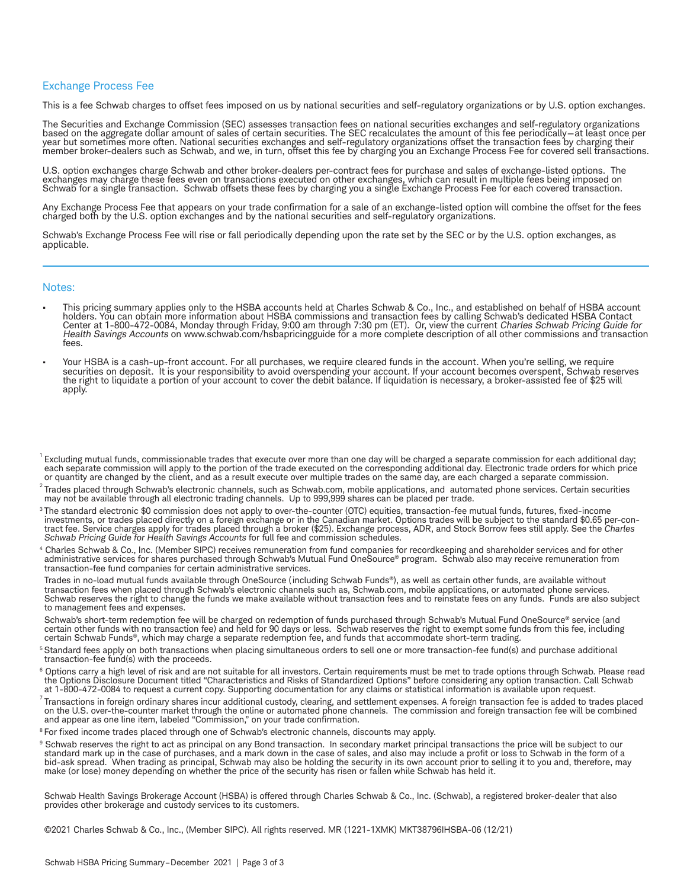## Exchange Process Fee

This is a fee Schwab charges to offset fees imposed on us by national securities and self-regulatory organizations or by U.S. option exchanges.

The Securities and Exchange Commission (SEC) assesses transaction fees on national securities exchanges and self-regulatory organizations based on the aggregate dollar amount of sales of certain securities. The SEC recalculates the amount of this fee periodically—at least once per year but sometimes more often. National securities exchanges and self-regulatory organizations offset the transaction fees by charging their member broker-dealers such as Schwab, and we, in turn, offset this fee by charging you an Exchange Process Fee for covered sell transactions.

U.S. option exchanges charge Schwab and other broker-dealers per-contract fees for purchase and sales of exchange-listed options. The exchanges may charge these fees even on transactions executed on other exchanges, which can result in multiple fees being imposed on Schwab for a single transaction. Schwab offsets these fees by charging you a single Exchange Process Fee for each covered transaction.

Any Exchange Process Fee that appears on your trade confirmation for a sale of an exchange-listed option will combine the offset for the fees charged both by the U.S. option exchanges and by the national securities and self-regulatory organizations.

Schwab's Exchange Process Fee will rise or fall periodically depending upon the rate set by the SEC or by the U.S. option exchanges, as applicable.

## Notes:

- This pricing summary applies only to the HSBA accounts held at Charles Schwab & Co., Inc., and established on behalf of HSBA account holders. You can obtain more information about HSBA commissions and transaction fees by calling Schwab's dedicated HSBA Contact Center at 1-800-472-0084, Monday through Friday, 9:00 am through 7:30 pm (ET). Or, view the current *Charles Schwab Pricing Guide for Health Savings Accounts* on www.schwab.com/hsbapricingguide for a more complete description of all other commissions and transaction fees.
- Your HSBA is a cash-up-front account. For all purchases, we require cleared funds in the account. When you're selling, we require securities on deposit. It is your responsibility to avoid overspending your account. If your account becomes overspent, Schwab reserves the right to liquidate a portion of your account to cover the debit balance. If liquidation is necessary, a broker-assisted fee of $25 will apply.

[1] Excluding mutual funds, commissionable trades that execute over more than one day will be charged a separate commission for each additional day; each separate commission will apply to the portion of the trade executed on the corresponding additional day. Electronic trade orders for which price or quantity are changed by the client, and as a result execute over multiple trades on the same day, are each charged a separate commission.

[2] Trades placed through Schwab's electronic channels, such as Schwab.com, mobile applications, and automated phone services. Certain securities may not be available through all electronic trading channels. Up to 999,999 shares can be placed per trade.

[3] The standard electronic $0 commission does not apply to over-the-counter (OTC) equities, transaction-fee mutual funds, futures, fixed-income investments, or trades placed directly on a foreign exchange or in the Canadian market. Options trades will be subject to the standard $0.65 per-contract fee. Service charges apply for trades placed through a broker ($25). Exchange process, ADR, and Stock Borrow fees still apply. See the *Charles Schwab Pricing Guide for Health Savings Accounts* for full fee and commission schedules.

[4] Charles Schwab & Co., Inc. (Member SIPC) receives remuneration from fund companies for recordkeeping and shareholder services and for other administrative services for shares purchased through Schwab's Mutual Fund OneSource® program. Schwab also may receive remuneration from transaction-fee fund companies for certain administrative services.

Trades in no-load mutual funds available through OneSource (including Schwab Funds®), as well as certain other funds, are available without transaction fees when placed through Schwab's electronic channels such as, Schwab.com, mobile applications, or automated phone services. Schwab reserves the right to change the funds we make available without transaction fees and to reinstate fees on any funds. Funds are also subject to management fees and expenses.

Schwab's short-term redemption fee will be charged on redemption of funds purchased through Schwab's Mutual Fund OneSource® service (and certain other funds with no transaction fee) and held for 90 days or less. Schwab reserves the right to exempt some funds from this fee, including certain Schwab Funds®, which may charge a separate redemption fee, and funds that accommodate short-term trading.

[5] Standard fees apply on both transactions when placing simultaneous orders to sell one or more transaction-fee fund(s) and purchase additional transaction-fee fund(s) with the proceeds.

[6] Options carry a high level of risk and are not suitable for all investors. Certain requirements must be met to trade options through Schwab. Please read the Options Disclosure Document titled "Characteristics and Risks of Standardized Options" before considering any option transaction. Call Schwab at 1-800-472-0084 to request a current copy. Supporting documentation for any claims or statistical information is available upon request.

[7] Transactions in foreign ordinary shares incur additional custody, clearing, and settlement expenses. A foreign transaction fee is added to trades placed on the U.S. over-the-counter market through the online or automated phone channels. The commission and foreign transaction fee will be combined and appear as one line item, labeled "Commission," on your trade confirmation.

[8] For fixed income trades placed through one of Schwab's electronic channels, discounts may apply.

[9] Schwab reserves the right to act as principal on any Bond transaction. In secondary market principal transactions the price will be subject to our standard mark up in the case of purchases, and a mark down in the case of sales, and also may include a profit or loss to Schwab in the form of a bid-ask spread. When trading as principal, Schwab may also be holding the security in its own account prior to selling it to you and, therefore, may make (or lose) money depending on whether the price of the security has risen or fallen while Schwab has held it.

Schwab Health Savings Brokerage Account (HSBA) is offered through Charles Schwab & Co., Inc. (Schwab), a registered broker-dealer that also provides other brokerage and custody services to its customers.

©2021 Charles Schwab & Co., Inc., (Member SIPC). All rights reserved. MR (1221-1XMK) MKT38796IHSBA-06 (12/21)